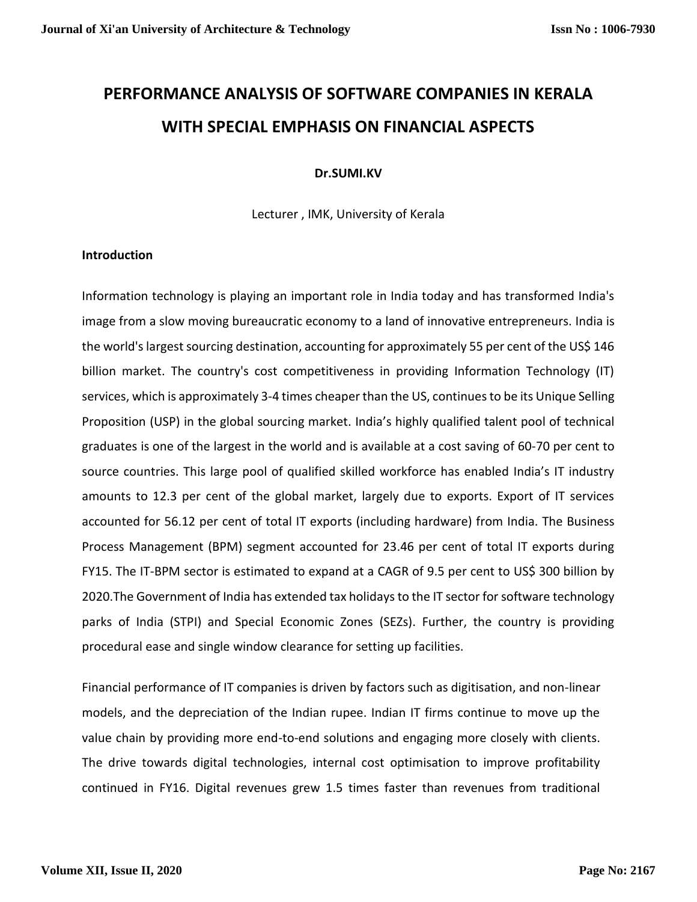# PERFORMANCE ANALYSIS OF SOFTWARE COMPANIES IN KERALA WITH SPECIAL EMPHASIS ON FINANCIAL ASPECTS

**Dr.SUMI.KV**

Lecturer , IMK, University of Kerala

## Introduction

Information technology is playing an important role in India today and has transformed India's image from a slow moving bureaucratic economy to a land of innovative entrepreneurs. India is the world's largest sourcing destination, accounting for approximately 55 per cent of the US$ 146 billion market. The country's cost competitiveness in providing Information Technology (IT) services, which is approximately 3-4 times cheaper than the US, continues to be its Unique Selling Proposition (USP) in the global sourcing market. India's highly qualified talent pool of technical graduates is one of the largest in the world and is available at a cost saving of 60-70 per cent to source countries. This large pool of qualified skilled workforce has enabled India's IT industry amounts to 12.3 per cent of the global market, largely due to exports. Export of IT services accounted for 56.12 per cent of total IT exports (including hardware) from India. The Business Process Management (BPM) segment accounted for 23.46 per cent of total IT exports during FY15. The IT-BPM sector is estimated to expand at a CAGR of 9.5 per cent to US$ 300 billion by 2020.The Government of India has extended tax holidays to the IT sector for software technology parks of India (STPI) and Special Economic Zones (SEZs). Further, the country is providing procedural ease and single window clearance for setting up facilities.

Financial performance of IT companies is driven by factors such as digitisation, and non-linear models, and the depreciation of the Indian rupee. Indian IT firms continue to move up the value chain by providing more end-to-end solutions and engaging more closely with clients. The drive towards digital technologies, internal cost optimisation to improve profitability continued in FY16. Digital revenues grew 1.5 times faster than revenues from traditional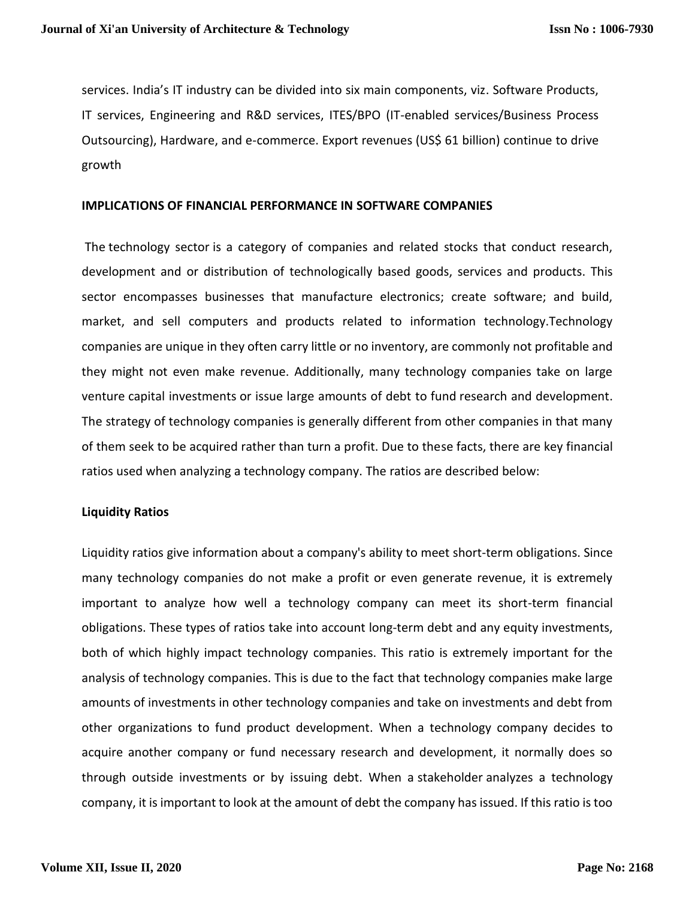services. India's IT industry can be divided into six main components, viz. Software Products, IT services, Engineering and R&D services, ITES/BPO (IT-enabled services/Business Process Outsourcing), Hardware, and e-commerce. Export revenues (US$ 61 billion) continue to drive growth

**IMPLICATIONS OF FINANCIAL PERFORMANCE IN SOFTWARE COMPANIES**

The technology sector is a category of companies and related stocks that conduct research, development and or distribution of technologically based goods, services and products. This sector encompasses businesses that manufacture electronics; create software; and build, market, and sell computers and products related to information technology.Technology companies are unique in they often carry little or no inventory, are commonly not profitable and they might not even make revenue. Additionally, many technology companies take on large venture capital investments or issue large amounts of debt to fund research and development. The strategy of technology companies is generally different from other companies in that many of them seek to be acquired rather than turn a profit. Due to these facts, there are key financial ratios used when analyzing a technology company. The ratios are described below:

**Liquidity Ratios**

Liquidity ratios give information about a company's ability to meet short-term obligations. Since many technology companies do not make a profit or even generate revenue, it is extremely important to analyze how well a technology company can meet its short-term financial obligations. These types of ratios take into account long-term debt and any equity investments, both of which highly impact technology companies. This ratio is extremely important for the analysis of technology companies. This is due to the fact that technology companies make large amounts of investments in other technology companies and take on investments and debt from other organizations to fund product development. When a technology company decides to acquire another company or fund necessary research and development, it normally does so through outside investments or by issuing debt. When a stakeholder analyzes a technology company, it is important to look at the amount of debt the company has issued. If this ratio is too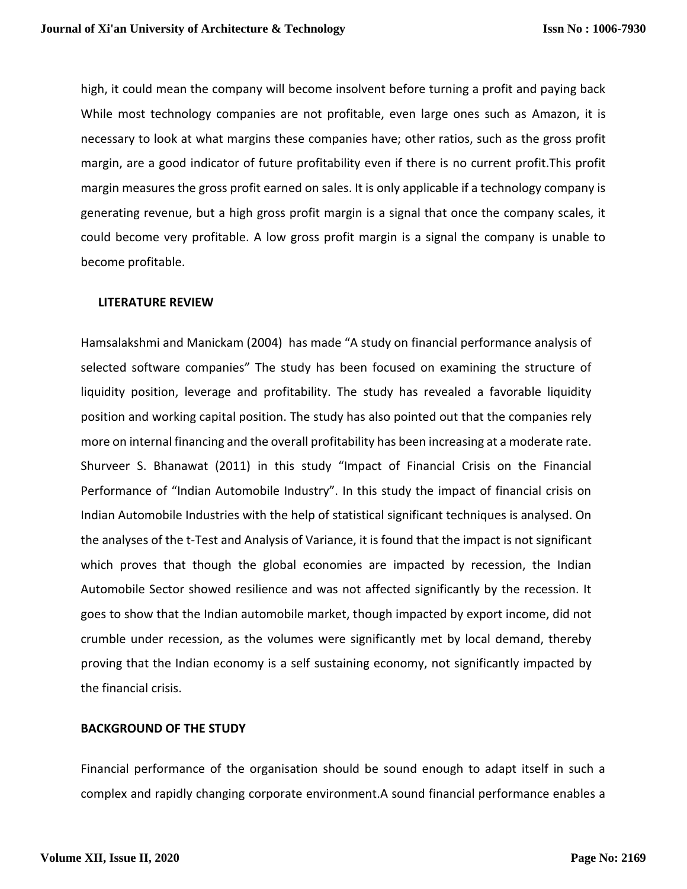high, it could mean the company will become insolvent before turning a profit and paying back While most technology companies are not profitable, even large ones such as Amazon, it is necessary to look at what margins these companies have; other ratios, such as the gross profit margin, are a good indicator of future profitability even if there is no current profit.This profit margin measures the gross profit earned on sales. It is only applicable if a technology company is generating revenue, but a high gross profit margin is a signal that once the company scales, it could become very profitable. A low gross profit margin is a signal the company is unable to become profitable.

## LITERATURE REVIEW

Hamsalakshmi and Manickam (2004) has made "A study on financial performance analysis of selected software companies" The study has been focused on examining the structure of liquidity position, leverage and profitability. The study has revealed a favorable liquidity position and working capital position. The study has also pointed out that the companies rely more on internal financing and the overall profitability has been increasing at a moderate rate. Shurveer S. Bhanawat (2011) in this study "Impact of Financial Crisis on the Financial Performance of "Indian Automobile Industry". In this study the impact of financial crisis on Indian Automobile Industries with the help of statistical significant techniques is analysed. On the analyses of the t-Test and Analysis of Variance, it is found that the impact is not significant which proves that though the global economies are impacted by recession, the Indian Automobile Sector showed resilience and was not affected significantly by the recession. It goes to show that the Indian automobile market, though impacted by export income, did not crumble under recession, as the volumes were significantly met by local demand, thereby proving that the Indian economy is a self sustaining economy, not significantly impacted by the financial crisis.

## BACKGROUND OF THE STUDY

Financial performance of the organisation should be sound enough to adapt itself in such a complex and rapidly changing corporate environment.A sound financial performance enables a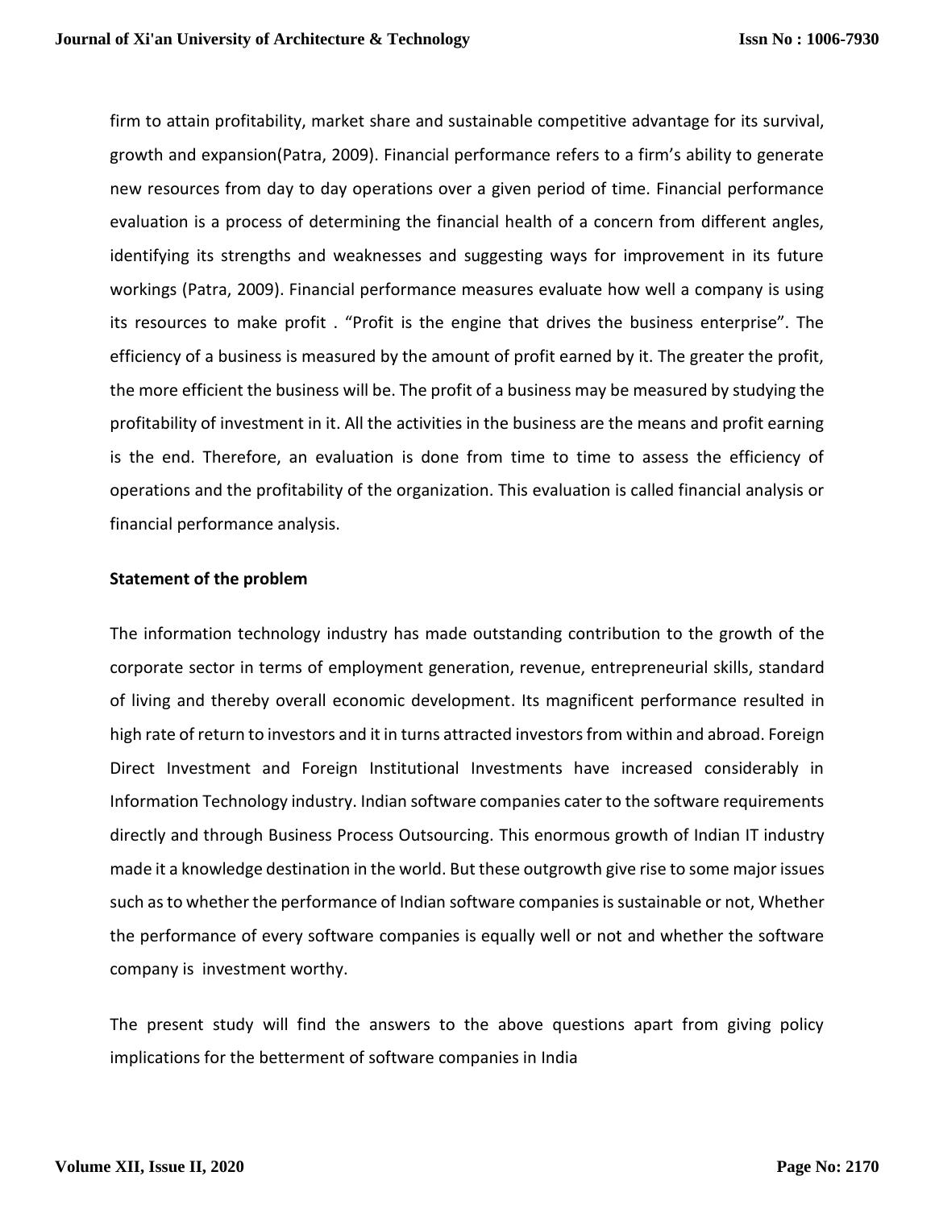firm to attain profitability, market share and sustainable competitive advantage for its survival, growth and expansion(Patra, 2009). Financial performance refers to a firm's ability to generate new resources from day to day operations over a given period of time. Financial performance evaluation is a process of determining the financial health of a concern from different angles, identifying its strengths and weaknesses and suggesting ways for improvement in its future workings (Patra, 2009). Financial performance measures evaluate how well a company is using its resources to make profit . "Profit is the engine that drives the business enterprise". The efficiency of a business is measured by the amount of profit earned by it. The greater the profit, the more efficient the business will be. The profit of a business may be measured by studying the profitability of investment in it. All the activities in the business are the means and profit earning is the end. Therefore, an evaluation is done from time to time to assess the efficiency of operations and the profitability of the organization. This evaluation is called financial analysis or financial performance analysis.

**Statement of the problem**

The information technology industry has made outstanding contribution to the growth of the corporate sector in terms of employment generation, revenue, entrepreneurial skills, standard of living and thereby overall economic development. Its magnificent performance resulted in high rate of return to investors and it in turns attracted investors from within and abroad. Foreign Direct Investment and Foreign Institutional Investments have increased considerably in Information Technology industry. Indian software companies cater to the software requirements directly and through Business Process Outsourcing. This enormous growth of Indian IT industry made it a knowledge destination in the world. But these outgrowth give rise to some major issues such as to whether the performance of Indian software companies is sustainable or not, Whether the performance of every software companies is equally well or not and whether the software company is investment worthy.

The present study will find the answers to the above questions apart from giving policy implications for the betterment of software companies in India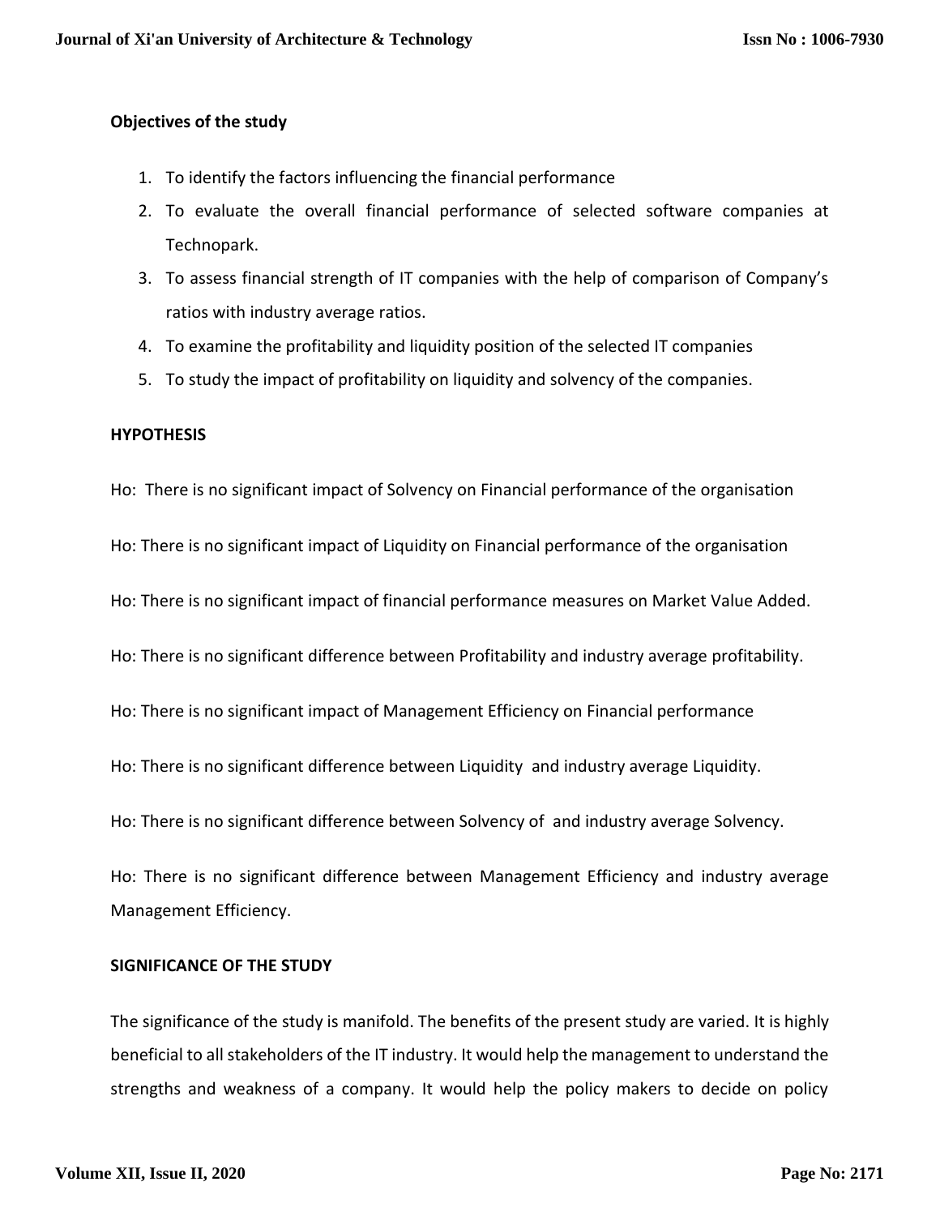**Objectives of the study**

1. To identify the factors influencing the financial performance
2. To evaluate the overall financial performance of selected software companies at Technopark.
3. To assess financial strength of IT companies with the help of comparison of Company's ratios with industry average ratios.
4. To examine the profitability and liquidity position of the selected IT companies
5. To study the impact of profitability on liquidity and solvency of the companies.

**HYPOTHESIS**

Ho: There is no significant impact of Solvency on Financial performance of the organisation

Ho: There is no significant impact of Liquidity on Financial performance of the organisation

Ho: There is no significant impact of financial performance measures on Market Value Added.

Ho: There is no significant difference between Profitability and industry average profitability.

Ho: There is no significant impact of Management Efficiency on Financial performance

Ho: There is no significant difference between Liquidity and industry average Liquidity.

Ho: There is no significant difference between Solvency of and industry average Solvency.

Ho: There is no significant difference between Management Efficiency and industry average Management Efficiency.

**SIGNIFICANCE OF THE STUDY**

The significance of the study is manifold. The benefits of the present study are varied. It is highly beneficial to all stakeholders of the IT industry. It would help the management to understand the strengths and weakness of a company. It would help the policy makers to decide on policy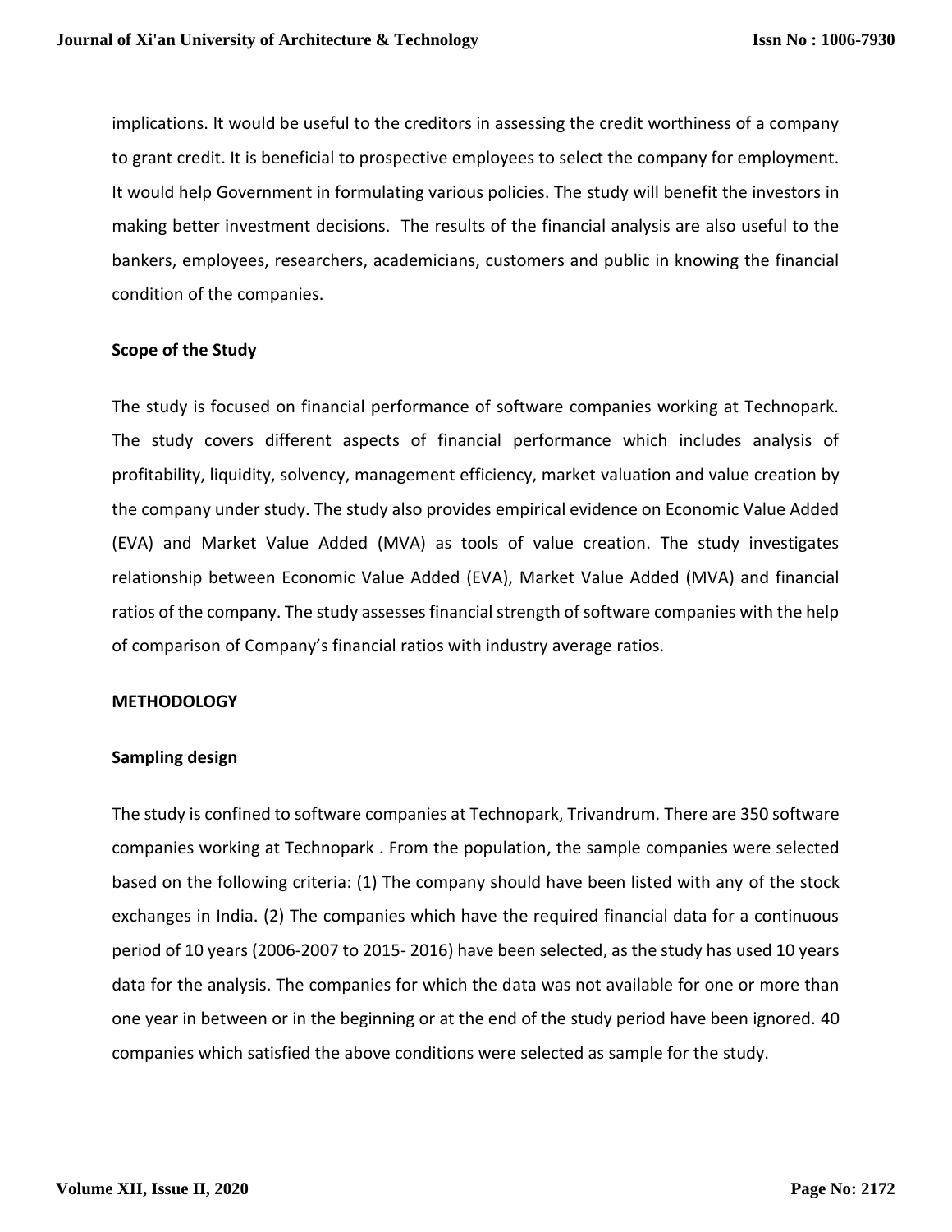implications. It would be useful to the creditors in assessing the credit worthiness of a company to grant credit. It is beneficial to prospective employees to select the company for employment. It would help Government in formulating various policies. The study will benefit the investors in making better investment decisions. The results of the financial analysis are also useful to the bankers, employees, researchers, academicians, customers and public in knowing the financial condition of the companies.

### Scope of the Study

The study is focused on financial performance of software companies working at Technopark. The study covers different aspects of financial performance which includes analysis of profitability, liquidity, solvency, management efficiency, market valuation and value creation by the company under study. The study also provides empirical evidence on Economic Value Added (EVA) and Market Value Added (MVA) as tools of value creation. The study investigates relationship between Economic Value Added (EVA), Market Value Added (MVA) and financial ratios of the company. The study assesses financial strength of software companies with the help of comparison of Company's financial ratios with industry average ratios.

## METHODOLOGY

### Sampling design

The study is confined to software companies at Technopark, Trivandrum. There are 350 software companies working at Technopark . From the population, the sample companies were selected based on the following criteria: (1) The company should have been listed with any of the stock exchanges in India. (2) The companies which have the required financial data for a continuous period of 10 years (2006-2007 to 2015- 2016) have been selected, as the study has used 10 years data for the analysis. The companies for which the data was not available for one or more than one year in between or in the beginning or at the end of the study period have been ignored. 40 companies which satisfied the above conditions were selected as sample for the study.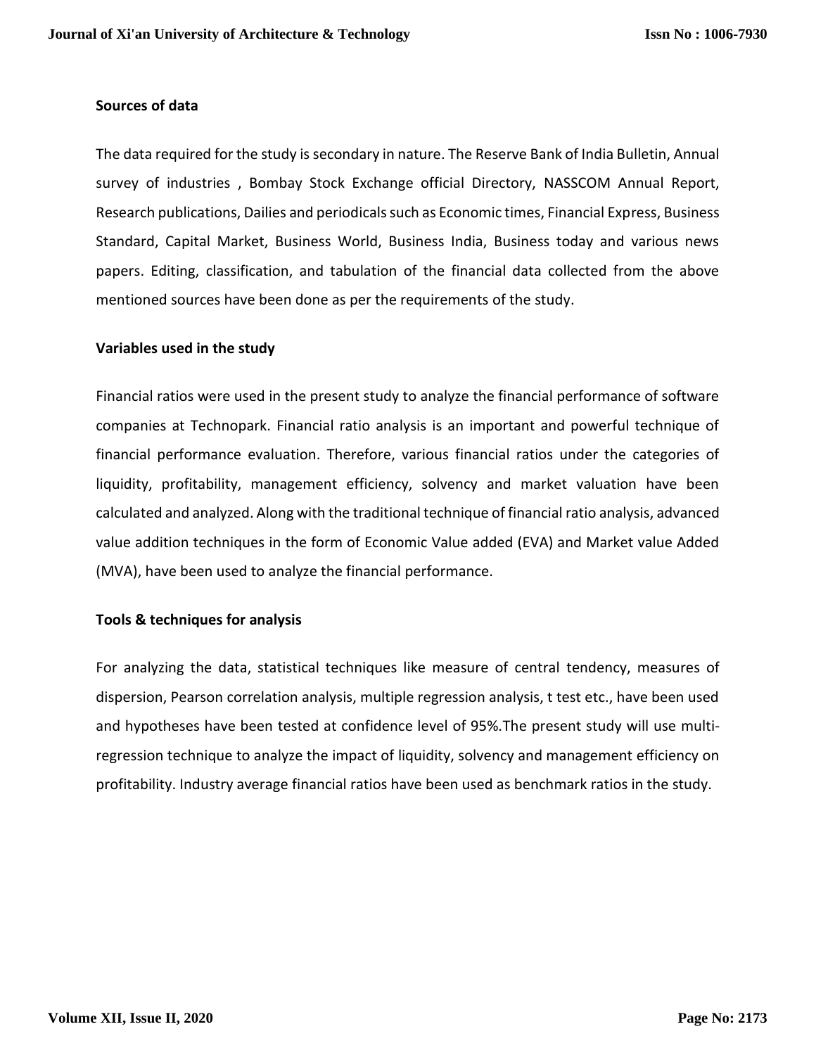**Sources of data**

The data required for the study is secondary in nature. The Reserve Bank of India Bulletin, Annual survey of industries , Bombay Stock Exchange official Directory, NASSCOM Annual Report, Research publications, Dailies and periodicals such as Economic times, Financial Express, Business Standard, Capital Market, Business World, Business India, Business today and various news papers. Editing, classification, and tabulation of the financial data collected from the above mentioned sources have been done as per the requirements of the study.

**Variables used in the study**

Financial ratios were used in the present study to analyze the financial performance of software companies at Technopark. Financial ratio analysis is an important and powerful technique of financial performance evaluation. Therefore, various financial ratios under the categories of liquidity, profitability, management efficiency, solvency and market valuation have been calculated and analyzed. Along with the traditional technique of financial ratio analysis, advanced value addition techniques in the form of Economic Value added (EVA) and Market value Added (MVA), have been used to analyze the financial performance.

**Tools & techniques for analysis**

For analyzing the data, statistical techniques like measure of central tendency, measures of dispersion, Pearson correlation analysis, multiple regression analysis, t test etc., have been used and hypotheses have been tested at confidence level of 95%.The present study will use multi-regression technique to analyze the impact of liquidity, solvency and management efficiency on profitability. Industry average financial ratios have been used as benchmark ratios in the study.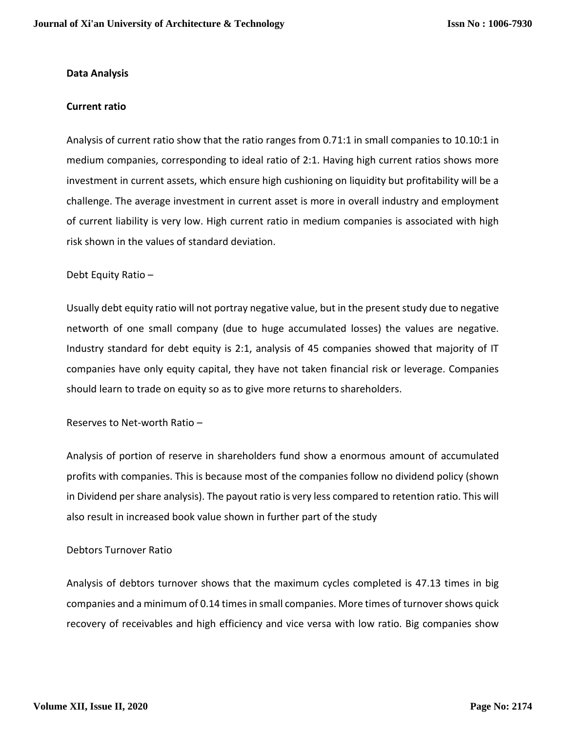**Data Analysis**

**Current ratio**

Analysis of current ratio show that the ratio ranges from 0.71:1 in small companies to 10.10:1 in medium companies, corresponding to ideal ratio of 2:1. Having high current ratios shows more investment in current assets, which ensure high cushioning on liquidity but profitability will be a challenge. The average investment in current asset is more in overall industry and employment of current liability is very low. High current ratio in medium companies is associated with high risk shown in the values of standard deviation.

Debt Equity Ratio –

Usually debt equity ratio will not portray negative value, but in the present study due to negative networth of one small company (due to huge accumulated losses) the values are negative. Industry standard for debt equity is 2:1, analysis of 45 companies showed that majority of IT companies have only equity capital, they have not taken financial risk or leverage. Companies should learn to trade on equity so as to give more returns to shareholders.

Reserves to Net-worth Ratio –

Analysis of portion of reserve in shareholders fund show a enormous amount of accumulated profits with companies. This is because most of the companies follow no dividend policy (shown in Dividend per share analysis). The payout ratio is very less compared to retention ratio. This will also result in increased book value shown in further part of the study

Debtors Turnover Ratio

Analysis of debtors turnover shows that the maximum cycles completed is 47.13 times in big companies and a minimum of 0.14 times in small companies. More times of turnover shows quick recovery of receivables and high efficiency and vice versa with low ratio. Big companies show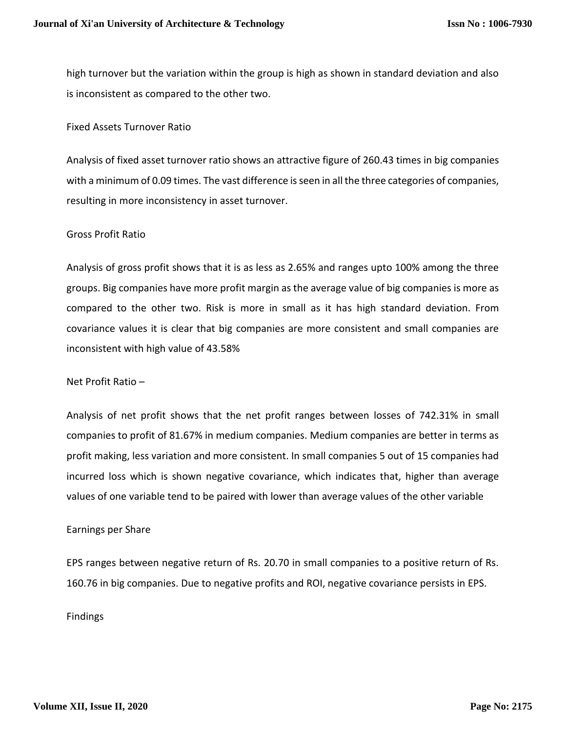high turnover but the variation within the group is high as shown in standard deviation and also is inconsistent as compared to the other two.

### Fixed Assets Turnover Ratio

Analysis of fixed asset turnover ratio shows an attractive figure of 260.43 times in big companies with a minimum of 0.09 times. The vast difference is seen in all the three categories of companies, resulting in more inconsistency in asset turnover.

### Gross Profit Ratio

Analysis of gross profit shows that it is as less as 2.65% and ranges upto 100% among the three groups. Big companies have more profit margin as the average value of big companies is more as compared to the other two. Risk is more in small as it has high standard deviation. From covariance values it is clear that big companies are more consistent and small companies are inconsistent with high value of 43.58%

### Net Profit Ratio –

Analysis of net profit shows that the net profit ranges between losses of 742.31% in small companies to profit of 81.67% in medium companies. Medium companies are better in terms as profit making, less variation and more consistent. In small companies 5 out of 15 companies had incurred loss which is shown negative covariance, which indicates that, higher than average values of one variable tend to be paired with lower than average values of the other variable

### Earnings per Share

EPS ranges between negative return of Rs. 20.70 in small companies to a positive return of Rs. 160.76 in big companies. Due to negative profits and ROI, negative covariance persists in EPS.

## Findings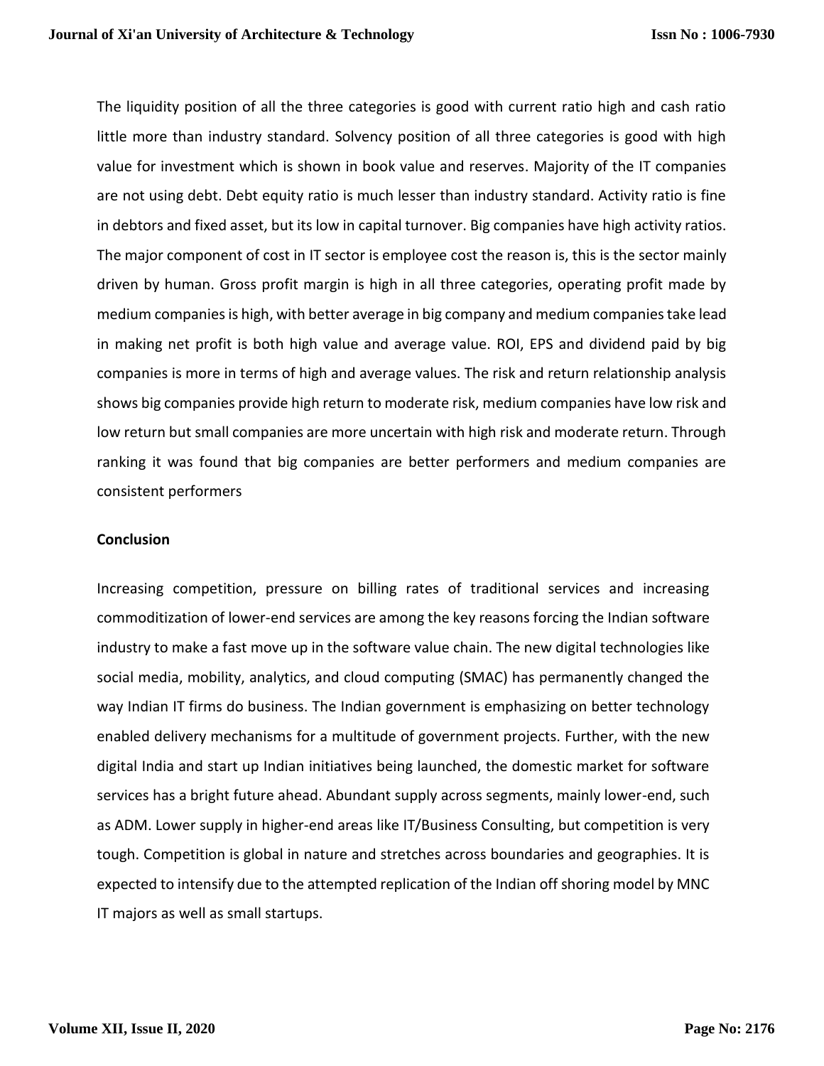The liquidity position of all the three categories is good with current ratio high and cash ratio little more than industry standard. Solvency position of all three categories is good with high value for investment which is shown in book value and reserves. Majority of the IT companies are not using debt. Debt equity ratio is much lesser than industry standard. Activity ratio is fine in debtors and fixed asset, but its low in capital turnover. Big companies have high activity ratios. The major component of cost in IT sector is employee cost the reason is, this is the sector mainly driven by human. Gross profit margin is high in all three categories, operating profit made by medium companies is high, with better average in big company and medium companies take lead in making net profit is both high value and average value. ROI, EPS and dividend paid by big companies is more in terms of high and average values. The risk and return relationship analysis shows big companies provide high return to moderate risk, medium companies have low risk and low return but small companies are more uncertain with high risk and moderate return. Through ranking it was found that big companies are better performers and medium companies are consistent performers

**Conclusion**

Increasing competition, pressure on billing rates of traditional services and increasing commoditization of lower-end services are among the key reasons forcing the Indian software industry to make a fast move up in the software value chain. The new digital technologies like social media, mobility, analytics, and cloud computing (SMAC) has permanently changed the way Indian IT firms do business. The Indian government is emphasizing on better technology enabled delivery mechanisms for a multitude of government projects. Further, with the new digital India and start up Indian initiatives being launched, the domestic market for software services has a bright future ahead. Abundant supply across segments, mainly lower-end, such as ADM. Lower supply in higher-end areas like IT/Business Consulting, but competition is very tough. Competition is global in nature and stretches across boundaries and geographies. It is expected to intensify due to the attempted replication of the Indian off shoring model by MNC IT majors as well as small startups.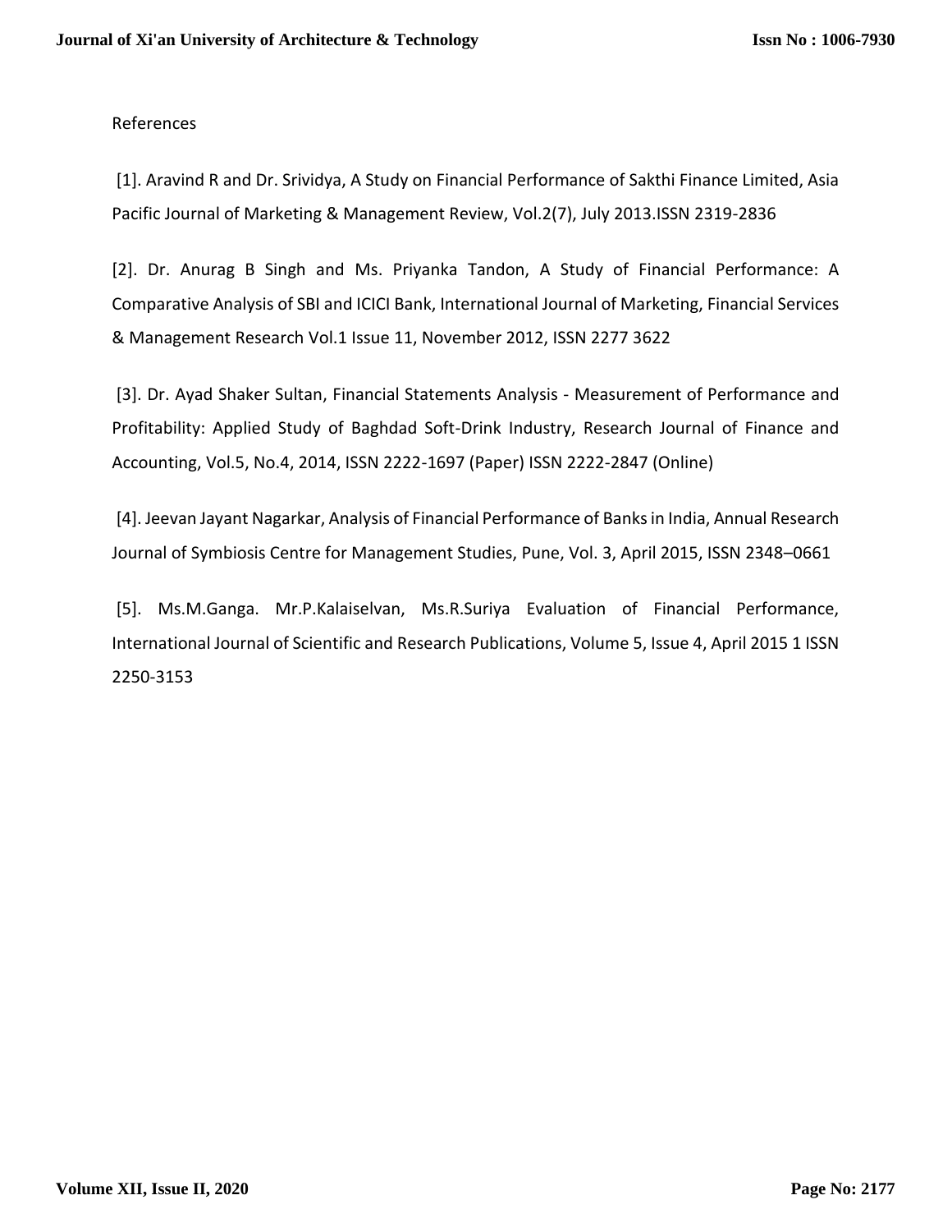References

[1]. Aravind R and Dr. Srividya, A Study on Financial Performance of Sakthi Finance Limited, Asia Pacific Journal of Marketing & Management Review, Vol.2(7), July 2013.ISSN 2319-2836

[2]. Dr. Anurag B Singh and Ms. Priyanka Tandon, A Study of Financial Performance: A Comparative Analysis of SBI and ICICI Bank, International Journal of Marketing, Financial Services & Management Research Vol.1 Issue 11, November 2012, ISSN 2277 3622

[3]. Dr. Ayad Shaker Sultan, Financial Statements Analysis - Measurement of Performance and Profitability: Applied Study of Baghdad Soft-Drink Industry, Research Journal of Finance and Accounting, Vol.5, No.4, 2014, ISSN 2222-1697 (Paper) ISSN 2222-2847 (Online)

[4]. Jeevan Jayant Nagarkar, Analysis of Financial Performance of Banks in India, Annual Research Journal of Symbiosis Centre for Management Studies, Pune, Vol. 3, April 2015, ISSN 2348–0661

[5]. Ms.M.Ganga. Mr.P.Kalaiselvan, Ms.R.Suriya Evaluation of Financial Performance, International Journal of Scientific and Research Publications, Volume 5, Issue 4, April 2015 1 ISSN 2250-3153